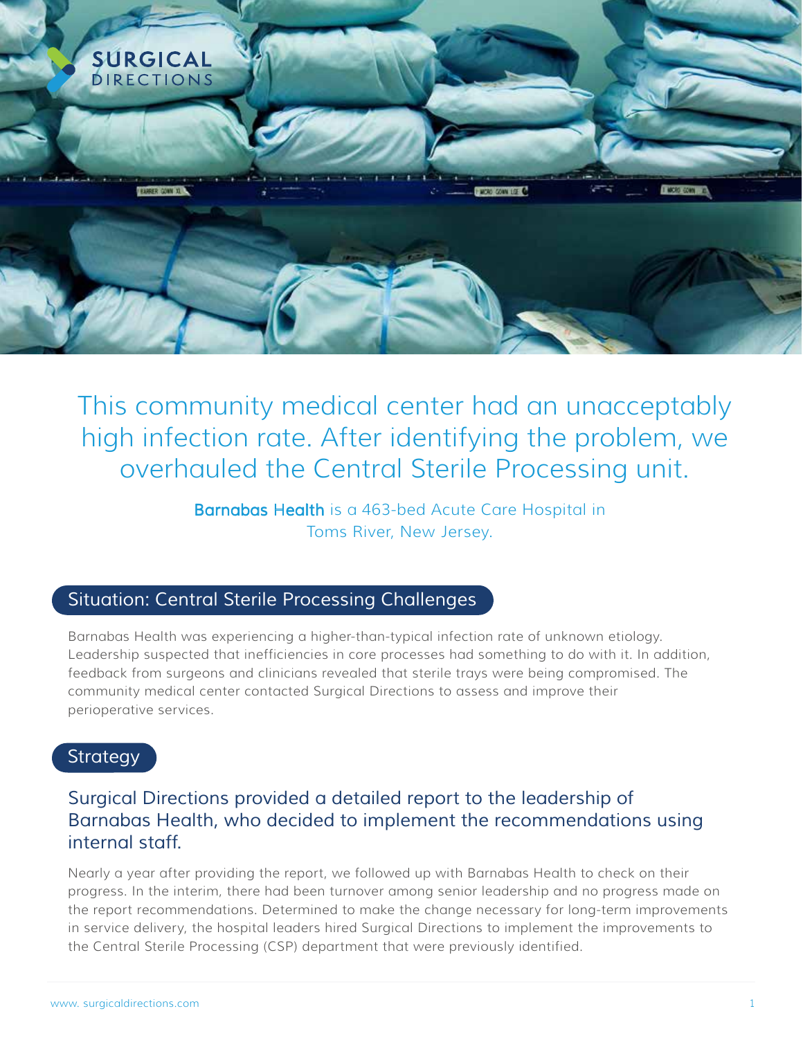# This community medical center had an unacceptably high infection rate. After identifying the problem, we overhauled the Central Sterile Processing unit.

**Barnabas Health** is a 463-bed Acute Care Hospital in Toms River, New Jersey.

## Situation: Central Sterile Processing Challenges

Barnabas Health was experiencing a higher-than-typical infection rate of unknown etiology. Leadership suspected that inefficiencies in core processes had something to do with it. In addition, feedback from surgeons and clinicians revealed that sterile trays were being compromised. The community medical center contacted Surgical Directions to assess and improve their perioperative services.

## Strategy

### Surgical Directions provided a detailed report to the leadership of Barnabas Health, who decided to implement the recommendations using internal staff.

Nearly a year after providing the report, we followed up with Barnabas Health to check on their progress. In the interim, there had been turnover among senior leadership and no progress made on the report recommendations. Determined to make the change necessary for long-term improvements in service delivery, the hospital leaders hired Surgical Directions to implement the improvements to the Central Sterile Processing (CSP) department that were previously identified.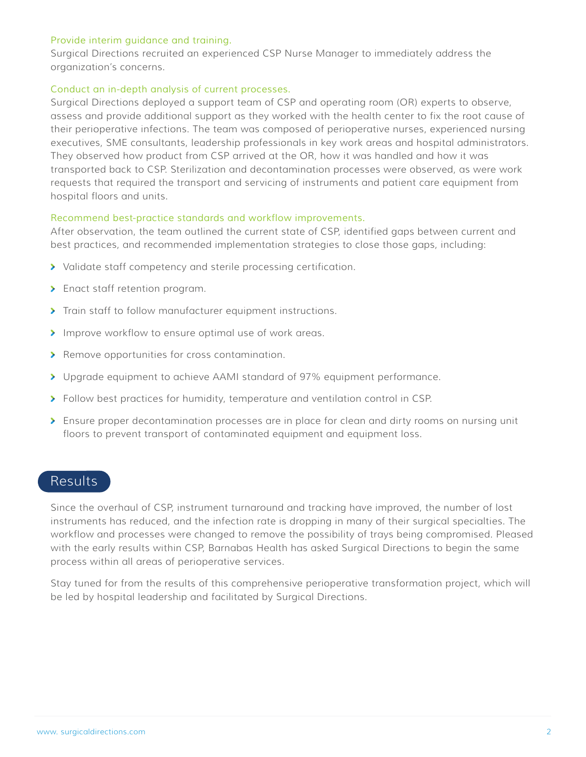### Provide interim guidance and training.

Surgical Directions recruited an experienced CSP Nurse Manager to immediately address the organization's concerns.

### Conduct an in-depth analysis of current processes.

Surgical Directions deployed a support team of CSP and operating room (OR) experts to observe, assess and provide additional support as they worked with the health center to fix the root cause of their perioperative infections. The team was composed of perioperative nurses, experienced nursing executives, SME consultants, leadership professionals in key work areas and hospital administrators. They observed how product from CSP arrived at the OR, how it was handled and how it was transported back to CSP. Sterilization and decontamination processes were observed, as were work requests that required the transport and servicing of instruments and patient care equipment from hospital floors and units.

### Recommend best-practice standards and workflow improvements.

After observation, the team outlined the current state of CSP, identified gaps between current and best practices, and recommended implementation strategies to close those gaps, including:

- Validate staff competency and sterile processing certification.
- Enact staff retention program.
- Train staff to follow manufacturer equipment instructions.
- Improve workflow to ensure optimal use of work areas.
- Remove opportunities for cross contamination.
- Upgrade equipment to achieve AAMI standard of 97% equipment performance.
- Follow best practices for humidity, temperature and ventilation control in CSP.
- Ensure proper decontamination processes are in place for clean and dirty rooms on nursing unit floors to prevent transport of contaminated equipment and equipment loss.

## Results

Since the overhaul of CSP, instrument turnaround and tracking have improved, the number of lost instruments has reduced, and the infection rate is dropping in many of their surgical specialties. The workflow and processes were changed to remove the possibility of trays being compromised. Pleased with the early results within CSP, Barnabas Health has asked Surgical Directions to begin the same process within all areas of perioperative services.

Stay tuned for from the results of this comprehensive perioperative transformation project, which will be led by hospital leadership and facilitated by Surgical Directions.